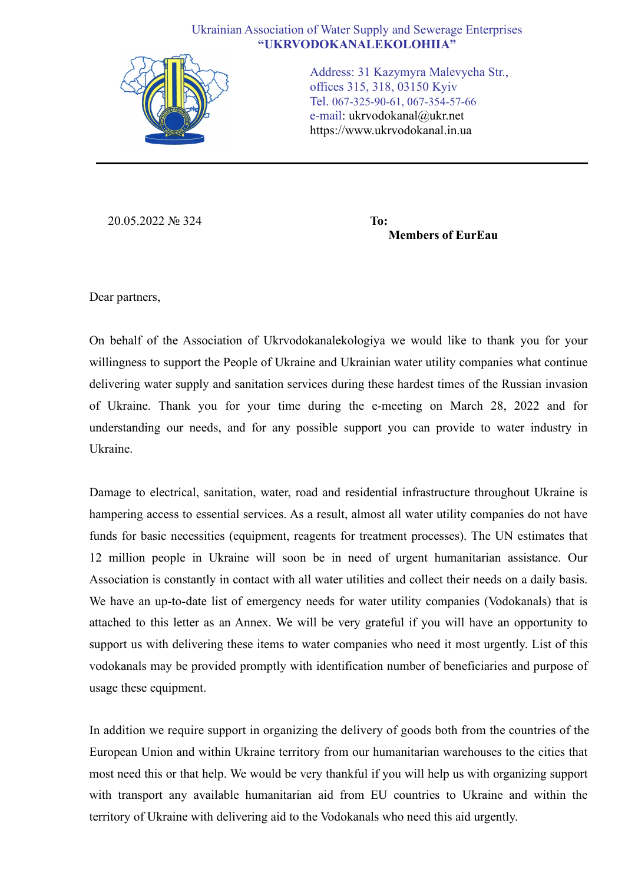Ukrainian Association of Water Supply and Sewerage Enterprises
**“UKRVODOKANALEKOLOHIIA”**

Address: 31 Kazymyra Malevycha Str., offices 315, 318, 03150 Kyiv
Tel. 067-325-90-61, 067-354-57-66
e-mail: ukrvodokanal@ukr.net
https://www.ukrvodokanal.in.ua

---

20.05.2022 № 324

**To:**
**Members of EurEau**

Dear partners,

On behalf of the Association of Ukrvodokanalekologiya we would like to thank you for your willingness to support the People of Ukraine and Ukrainian water utility companies what continue delivering water supply and sanitation services during these hardest times of the Russian invasion of Ukraine. Thank you for your time during the e-meeting on March 28, 2022 and for understanding our needs, and for any possible support you can provide to water industry in Ukraine.

Damage to electrical, sanitation, water, road and residential infrastructure throughout Ukraine is hampering access to essential services. As a result, almost all water utility companies do not have funds for basic necessities (equipment, reagents for treatment processes). The UN estimates that 12 million people in Ukraine will soon be in need of urgent humanitarian assistance. Our Association is constantly in contact with all water utilities and collect their needs on a daily basis. We have an up-to-date list of emergency needs for water utility companies (Vodokanals) that is attached to this letter as an Annex. We will be very grateful if you will have an opportunity to support us with delivering these items to water companies who need it most urgently. List of this vodokanals may be provided promptly with identification number of beneficiaries and purpose of usage these equipment.

In addition we require support in organizing the delivery of goods both from the countries of the European Union and within Ukraine territory from our humanitarian warehouses to the cities that most need this or that help. We would be very thankful if you will help us with organizing support with transport any available humanitarian aid from EU countries to Ukraine and within the territory of Ukraine with delivering aid to the Vodokanals who need this aid urgently.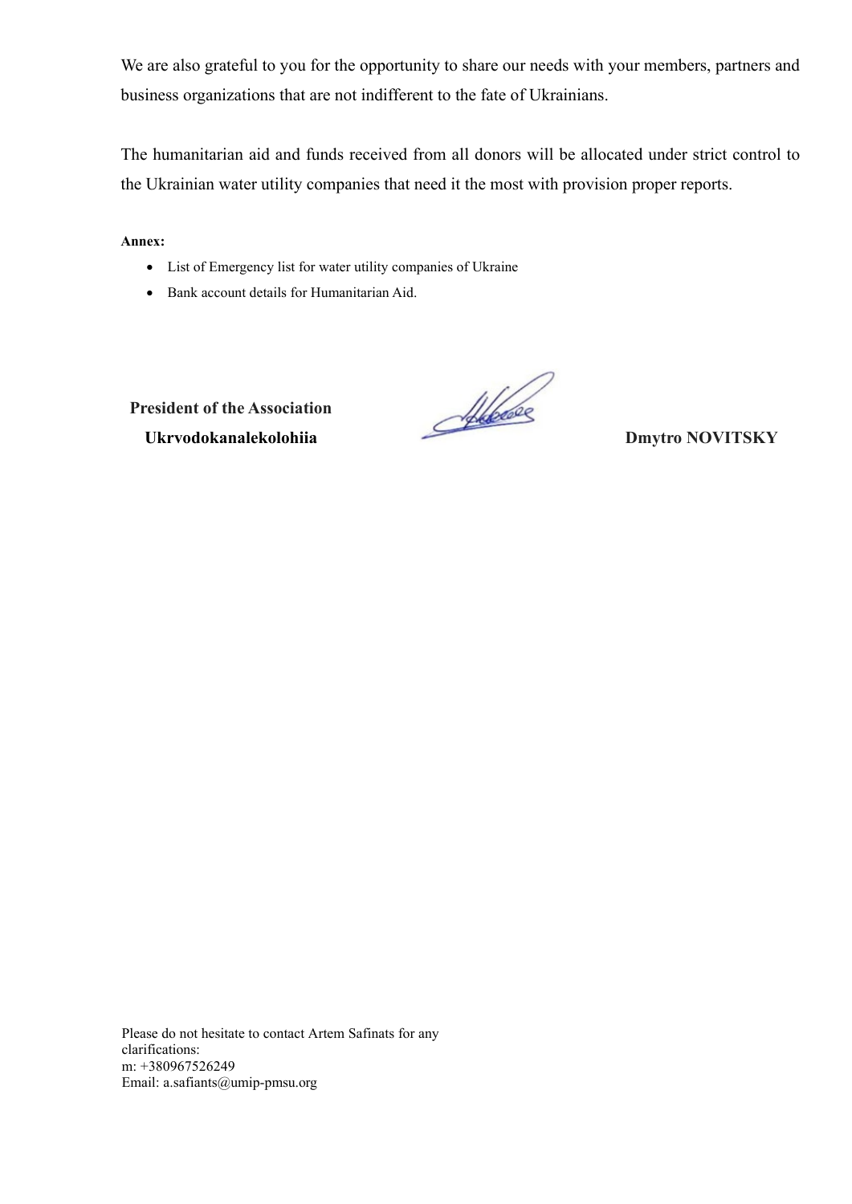We are also grateful to you for the opportunity to share our needs with your members, partners and business organizations that are not indifferent to the fate of Ukrainians.

The humanitarian aid and funds received from all donors will be allocated under strict control to the Ukrainian water utility companies that need it the most with provision proper reports.

**Annex:**

- List of Emergency list for water utility companies of Ukraine
- Bank account details for Humanitarian Aid.

**President of the Association**
**Ukrvodokanalekolohiia** **Dmytro NOVITSKY**

Please do not hesitate to contact Artem Safinats for any clarifications:
m: +380967526249
Email: a.safiants@umip-pmsu.org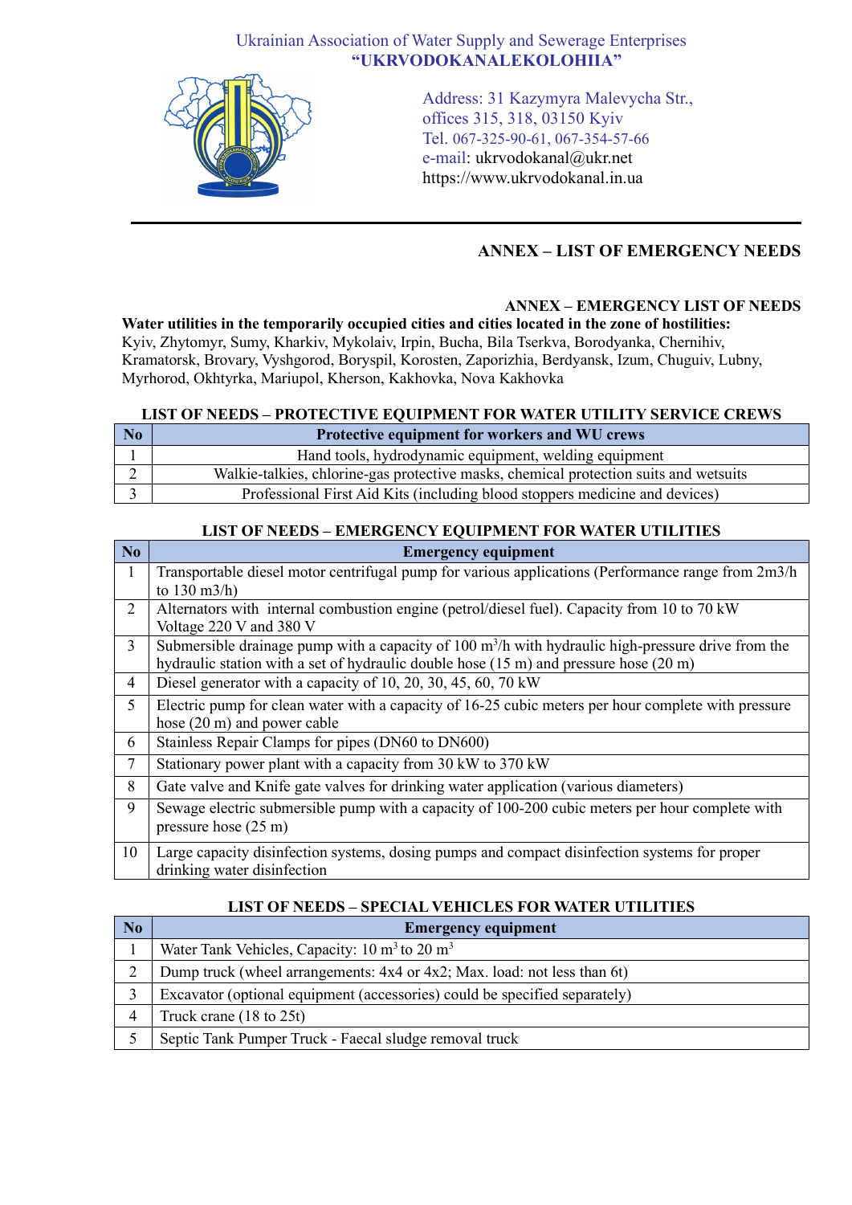Ukrainian Association of Water Supply and Sewerage Enterprises
**"UKRVODOKANALEKOLOHIIA"**

Address: 31 Kazymyra Malevycha Str.,
offices 315, 318, 03150 Kyiv
Tel. 067-325-90-61, 067-354-57-66
e-mail: ukrvodokanal@ukr.net
https://www.ukrvodokanal.in.ua

## ANNEX – LIST OF EMERGENCY NEEDS

### ANNEX – EMERGENCY LIST OF NEEDS

**Water utilities in the temporarily occupied cities and cities located in the zone of hostilities:**
Kyiv, Zhytomyr, Sumy, Kharkiv, Mykolaiv, Irpin, Bucha, Bila Tserkva, Borodyanka, Chernihiv, Kramatorsk, Brovary, Vyshgorod, Boryspil, Korosten, Zaporizhia, Berdyansk, Izum, Chuguiv, Lubny, Myrhorod, Okhtyrka, Mariupol, Kherson, Kakhovka, Nova Kakhovka

**LIST OF NEEDS – PROTECTIVE EQUIPMENT FOR WATER UTILITY SERVICE CREWS**

| No | Protective equipment for workers and WU crews |
|---|---|
| 1 | Hand tools, hydrodynamic equipment, welding equipment |
| 2 | Walkie-talkies, chlorine-gas protective masks, chemical protection suits and wetsuits |
| 3 | Professional First Aid Kits (including blood stoppers medicine and devices) |

**LIST OF NEEDS – EMERGENCY EQUIPMENT FOR WATER UTILITIES**

| No | Emergency equipment |
|---|---|
| 1 | Transportable diesel motor centrifugal pump for various applications (Performance range from 2m3/h to 130 m3/h) |
| 2 | Alternators with internal combustion engine (petrol/diesel fuel). Capacity from 10 to 70 kW Voltage 220 V and 380 V |
| 3 | Submersible drainage pump with a capacity of 100 $m^3$/h with hydraulic high-pressure drive from the hydraulic station with a set of hydraulic double hose (15 m) and pressure hose (20 m) |
| 4 | Diesel generator with a capacity of 10, 20, 30, 45, 60, 70 kW |
| 5 | Electric pump for clean water with a capacity of 16-25 cubic meters per hour complete with pressure hose (20 m) and power cable |
| 6 | Stainless Repair Clamps for pipes (DN60 to DN600) |
| 7 | Stationary power plant with a capacity from 30 kW to 370 kW |
| 8 | Gate valve and Knife gate valves for drinking water application (various diameters) |
| 9 | Sewage electric submersible pump with a capacity of 100-200 cubic meters per hour complete with pressure hose (25 m) |
| 10 | Large capacity disinfection systems, dosing pumps and compact disinfection systems for proper drinking water disinfection |

**LIST OF NEEDS – SPECIAL VEHICLES FOR WATER UTILITIES**

| No | Emergency equipment |
|---|---|
| 1 | Water Tank Vehicles, Capacity: 10 $m^3$ to 20 $m^3$ |
| 2 | Dump truck (wheel arrangements: 4x4 or 4x2; Max. load: not less than 6t) |
| 3 | Excavator (optional equipment (accessories) could be specified separately) |
| 4 | Truck crane (18 to 25t) |
| 5 | Septic Tank Pumper Truck - Faecal sludge removal truck |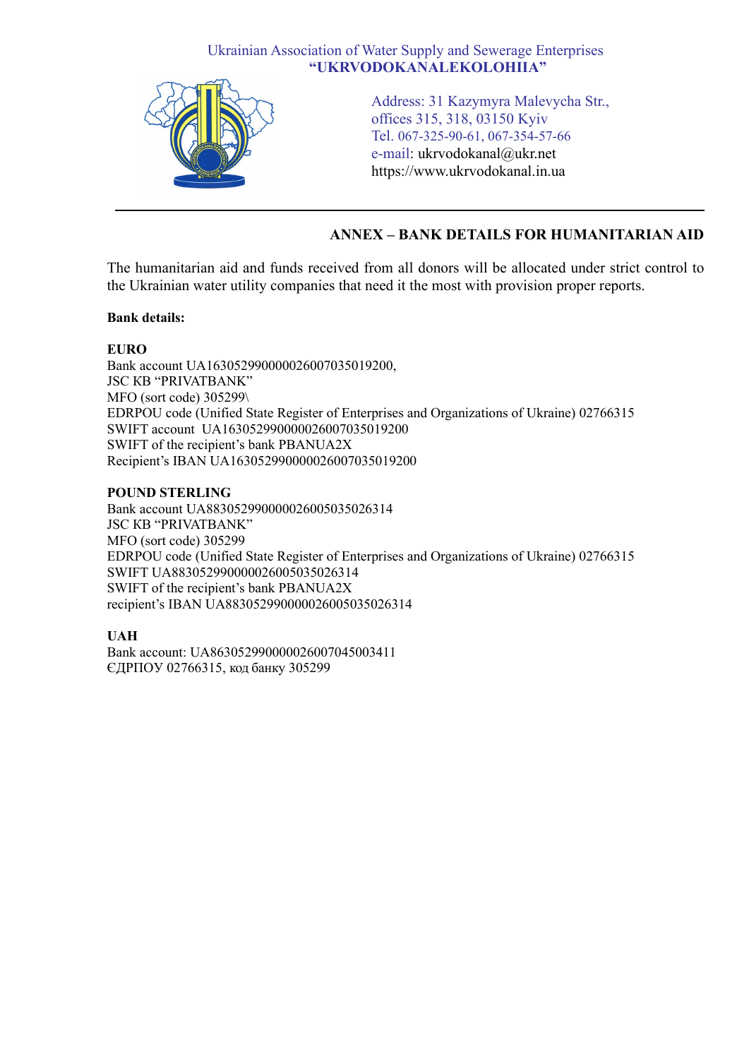Ukrainian Association of Water Supply and Sewerage Enterprises
**"UKRVODOKANALEKOLOHIIA"**

Address: 31 Kazymyra Malevycha Str.,
offices 315, 318, 03150 Kyiv
Tel. 067-325-90-61, 067-354-57-66
e-mail: ukrvodokanal@ukr.net
https://www.ukrvodokanal.in.ua

---

## ANNEX – BANK DETAILS FOR HUMANITARIAN AID

The humanitarian aid and funds received from all donors will be allocated under strict control to the Ukrainian water utility companies that need it the most with provision proper reports.

**Bank details:**

**EURO**
Bank account UA163052990000026007035019200,
JSC KB "PRIVATBANK"
MFO (sort code) 305299\
EDRPOU code (Unified State Register of Enterprises and Organizations of Ukraine) 02766315
SWIFT account UA163052990000026007035019200
SWIFT of the recipient's bank PBANUA2X
Recipient's IBAN UA163052990000026007035019200

**POUND STERLING**
Bank account UA883052990000026005035026314
JSC KB "PRIVATBANK"
MFO (sort code) 305299
EDRPOU code (Unified State Register of Enterprises and Organizations of Ukraine) 02766315
SWIFT UA883052990000026005035026314
SWIFT of the recipient's bank PBANUA2X
recipient's IBAN UA883052990000026005035026314

**UAH**
Bank account: UA863052990000026007045003411
ЄДРПОУ 02766315, код банку 305299